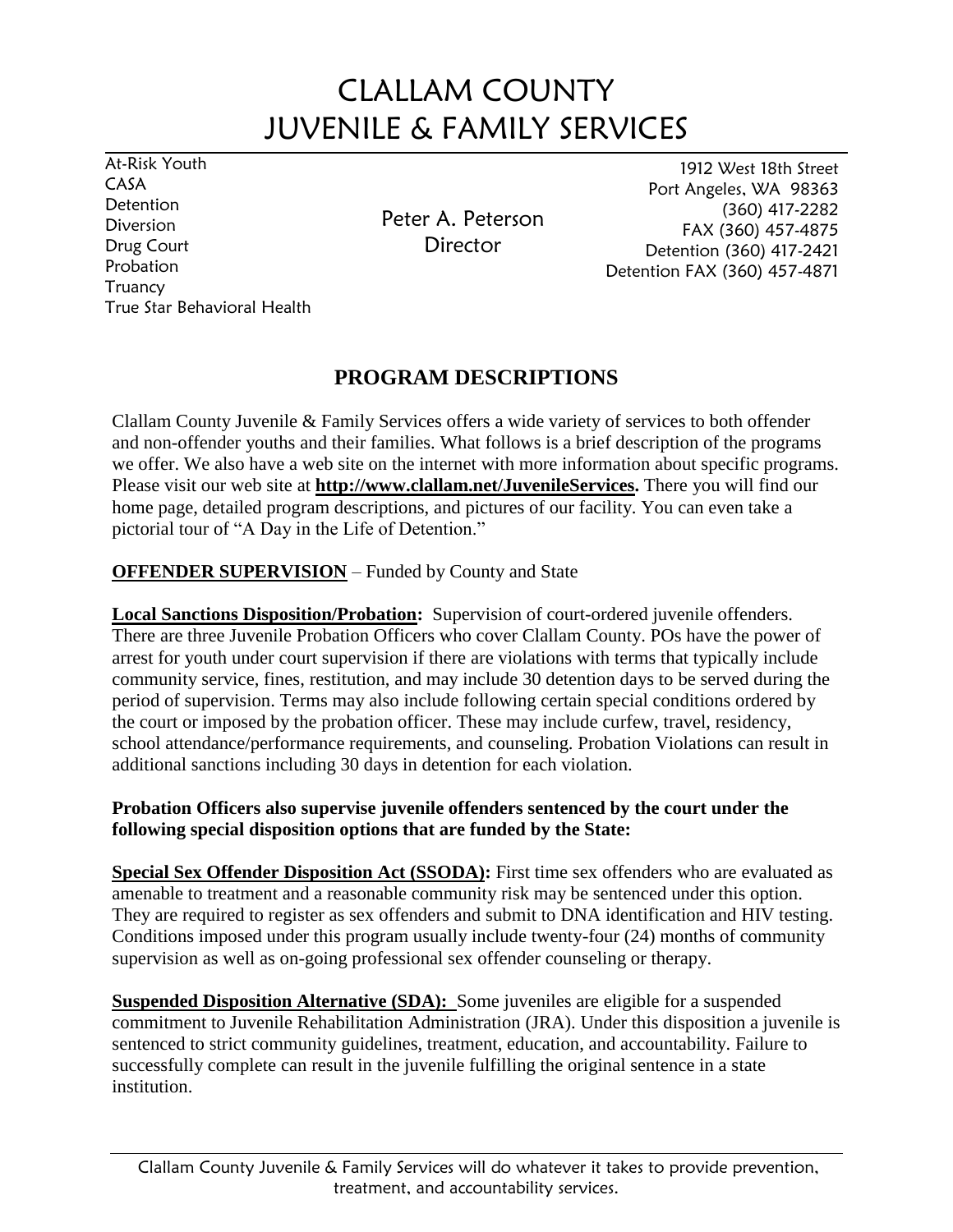# CLALLAM COUNTY
# JUVENILE & FAMILY SERVICES

At-Risk Youth
CASA
Detention
Diversion
Drug Court
Probation
Truancy
True Star Behavioral Health

Peter A. Peterson
Director

1912 West 18th Street
Port Angeles, WA 98363
(360) 417-2282
FAX (360) 457-4875
Detention (360) 417-2421
Detention FAX (360) 457-4871

## PROGRAM DESCRIPTIONS

Clallam County Juvenile & Family Services offers a wide variety of services to both offender and non-offender youths and their families. What follows is a brief description of the programs we offer. We also have a web site on the internet with more information about specific programs. Please visit our web site at **http://www.clallam.net/JuvenileServices.** There you will find our home page, detailed program descriptions, and pictures of our facility. You can even take a pictorial tour of "A Day in the Life of Detention."

**OFFENDER SUPERVISION** – Funded by County and State

**Local Sanctions Disposition/Probation:** Supervision of court-ordered juvenile offenders. There are three Juvenile Probation Officers who cover Clallam County. POs have the power of arrest for youth under court supervision if there are violations with terms that typically include community service, fines, restitution, and may include 30 detention days to be served during the period of supervision. Terms may also include following certain special conditions ordered by the court or imposed by the probation officer. These may include curfew, travel, residency, school attendance/performance requirements, and counseling. Probation Violations can result in additional sanctions including 30 days in detention for each violation.

**Probation Officers also supervise juvenile offenders sentenced by the court under the following special disposition options that are funded by the State:**

**Special Sex Offender Disposition Act (SSODA):** First time sex offenders who are evaluated as amenable to treatment and a reasonable community risk may be sentenced under this option. They are required to register as sex offenders and submit to DNA identification and HIV testing. Conditions imposed under this program usually include twenty-four (24) months of community supervision as well as on-going professional sex offender counseling or therapy.

**Suspended Disposition Alternative (SDA):** Some juveniles are eligible for a suspended commitment to Juvenile Rehabilitation Administration (JRA). Under this disposition a juvenile is sentenced to strict community guidelines, treatment, education, and accountability. Failure to successfully complete can result in the juvenile fulfilling the original sentence in a state institution.

Clallam County Juvenile & Family Services will do whatever it takes to provide prevention, treatment, and accountability services.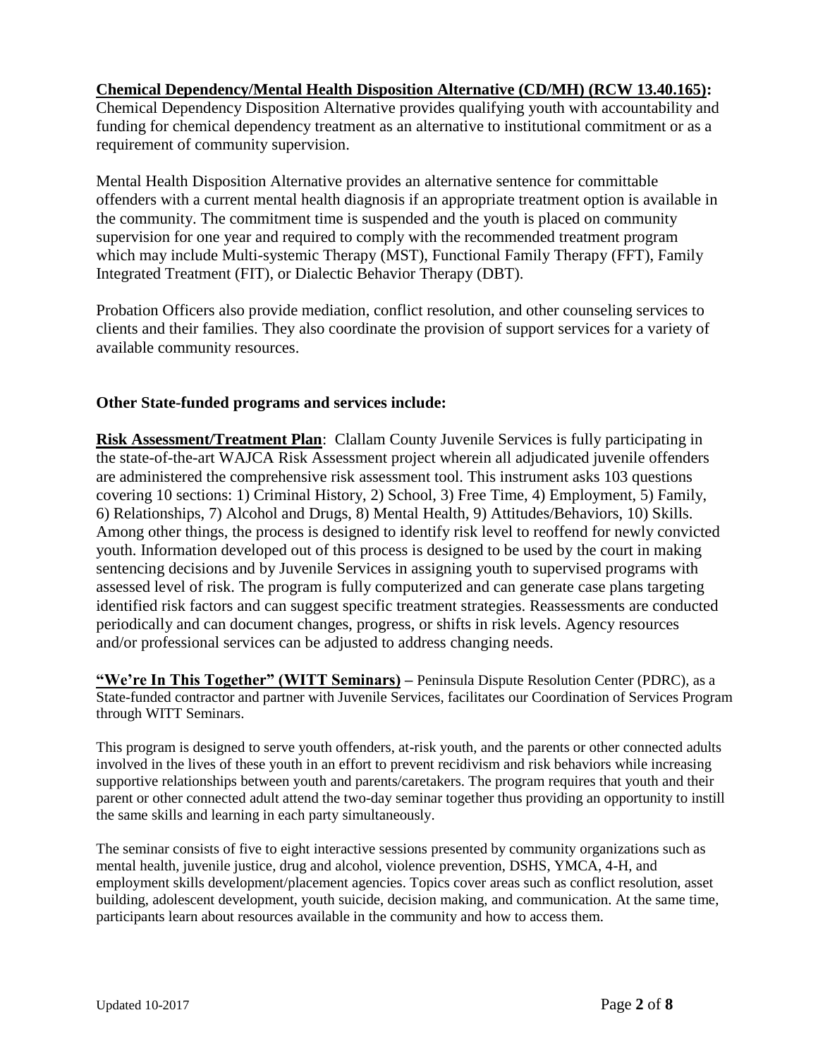**Chemical Dependency/Mental Health Disposition Alternative (CD/MH) (RCW 13.40.165):** Chemical Dependency Disposition Alternative provides qualifying youth with accountability and funding for chemical dependency treatment as an alternative to institutional commitment or as a requirement of community supervision.

Mental Health Disposition Alternative provides an alternative sentence for committable offenders with a current mental health diagnosis if an appropriate treatment option is available in the community. The commitment time is suspended and the youth is placed on community supervision for one year and required to comply with the recommended treatment program which may include Multi-systemic Therapy (MST), Functional Family Therapy (FFT), Family Integrated Treatment (FIT), or Dialectic Behavior Therapy (DBT).

Probation Officers also provide mediation, conflict resolution, and other counseling services to clients and their families. They also coordinate the provision of support services for a variety of available community resources.

**Other State-funded programs and services include:**

**Risk Assessment/Treatment Plan**: Clallam County Juvenile Services is fully participating in the state-of-the-art WAJCA Risk Assessment project wherein all adjudicated juvenile offenders are administered the comprehensive risk assessment tool. This instrument asks 103 questions covering 10 sections: 1) Criminal History, 2) School, 3) Free Time, 4) Employment, 5) Family, 6) Relationships, 7) Alcohol and Drugs, 8) Mental Health, 9) Attitudes/Behaviors, 10) Skills. Among other things, the process is designed to identify risk level to reoffend for newly convicted youth. Information developed out of this process is designed to be used by the court in making sentencing decisions and by Juvenile Services in assigning youth to supervised programs with assessed level of risk. The program is fully computerized and can generate case plans targeting identified risk factors and can suggest specific treatment strategies. Reassessments are conducted periodically and can document changes, progress, or shifts in risk levels. Agency resources and/or professional services can be adjusted to address changing needs.

**"We're In This Together" (WITT Seminars)** – Peninsula Dispute Resolution Center (PDRC), as a State-funded contractor and partner with Juvenile Services, facilitates our Coordination of Services Program through WITT Seminars.

This program is designed to serve youth offenders, at-risk youth, and the parents or other connected adults involved in the lives of these youth in an effort to prevent recidivism and risk behaviors while increasing supportive relationships between youth and parents/caretakers. The program requires that youth and their parent or other connected adult attend the two-day seminar together thus providing an opportunity to instill the same skills and learning in each party simultaneously.

The seminar consists of five to eight interactive sessions presented by community organizations such as mental health, juvenile justice, drug and alcohol, violence prevention, DSHS, YMCA, 4-H, and employment skills development/placement agencies. Topics cover areas such as conflict resolution, asset building, adolescent development, youth suicide, decision making, and communication. At the same time, participants learn about resources available in the community and how to access them.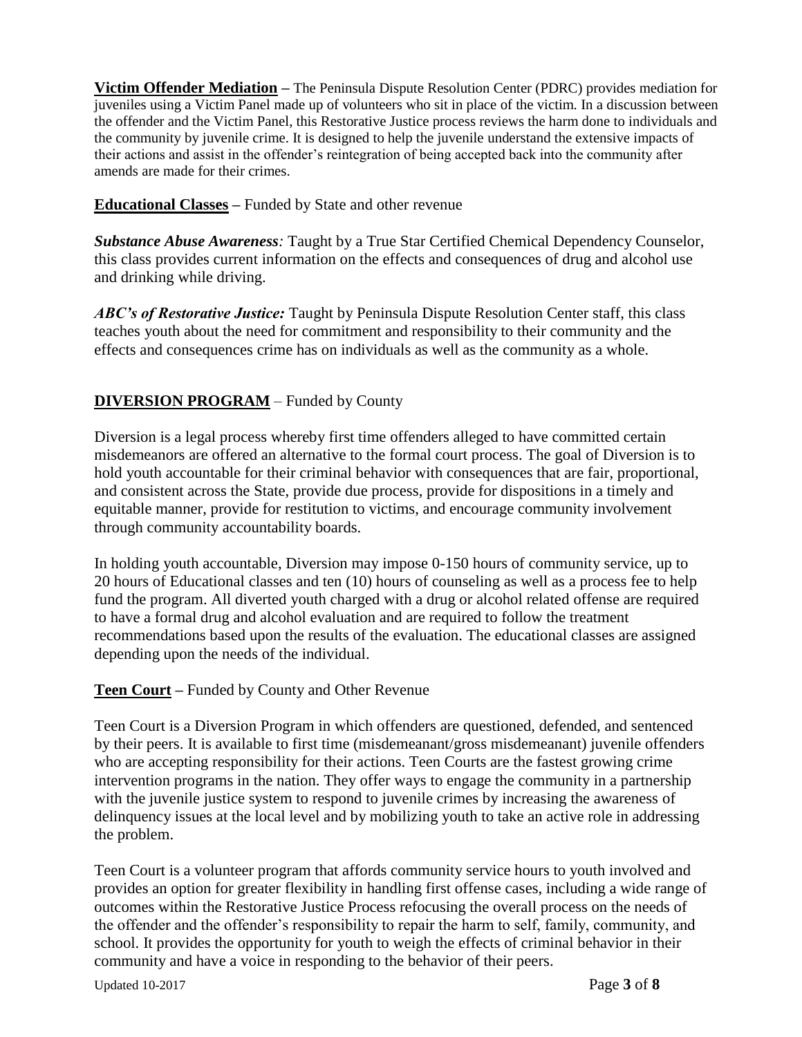**Victim Offender Mediation –** The Peninsula Dispute Resolution Center (PDRC) provides mediation for juveniles using a Victim Panel made up of volunteers who sit in place of the victim. In a discussion between the offender and the Victim Panel, this Restorative Justice process reviews the harm done to individuals and the community by juvenile crime. It is designed to help the juvenile understand the extensive impacts of their actions and assist in the offender's reintegration of being accepted back into the community after amends are made for their crimes.

**Educational Classes –** Funded by State and other revenue

***Substance Abuse Awareness****:* Taught by a True Star Certified Chemical Dependency Counselor, this class provides current information on the effects and consequences of drug and alcohol use and drinking while driving.

***ABC's of Restorative Justice:*** Taught by Peninsula Dispute Resolution Center staff, this class teaches youth about the need for commitment and responsibility to their community and the effects and consequences crime has on individuals as well as the community as a whole.

**DIVERSION PROGRAM** – Funded by County

Diversion is a legal process whereby first time offenders alleged to have committed certain misdemeanors are offered an alternative to the formal court process. The goal of Diversion is to hold youth accountable for their criminal behavior with consequences that are fair, proportional, and consistent across the State, provide due process, provide for dispositions in a timely and equitable manner, provide for restitution to victims, and encourage community involvement through community accountability boards.

In holding youth accountable, Diversion may impose 0-150 hours of community service, up to 20 hours of Educational classes and ten (10) hours of counseling as well as a process fee to help fund the program. All diverted youth charged with a drug or alcohol related offense are required to have a formal drug and alcohol evaluation and are required to follow the treatment recommendations based upon the results of the evaluation. The educational classes are assigned depending upon the needs of the individual.

**Teen Court –** Funded by County and Other Revenue

Teen Court is a Diversion Program in which offenders are questioned, defended, and sentenced by their peers. It is available to first time (misdemeanant/gross misdemeanant) juvenile offenders who are accepting responsibility for their actions. Teen Courts are the fastest growing crime intervention programs in the nation. They offer ways to engage the community in a partnership with the juvenile justice system to respond to juvenile crimes by increasing the awareness of delinquency issues at the local level and by mobilizing youth to take an active role in addressing the problem.

Teen Court is a volunteer program that affords community service hours to youth involved and provides an option for greater flexibility in handling first offense cases, including a wide range of outcomes within the Restorative Justice Process refocusing the overall process on the needs of the offender and the offender's responsibility to repair the harm to self, family, community, and school. It provides the opportunity for youth to weigh the effects of criminal behavior in their community and have a voice in responding to the behavior of their peers.

Updated 10-2017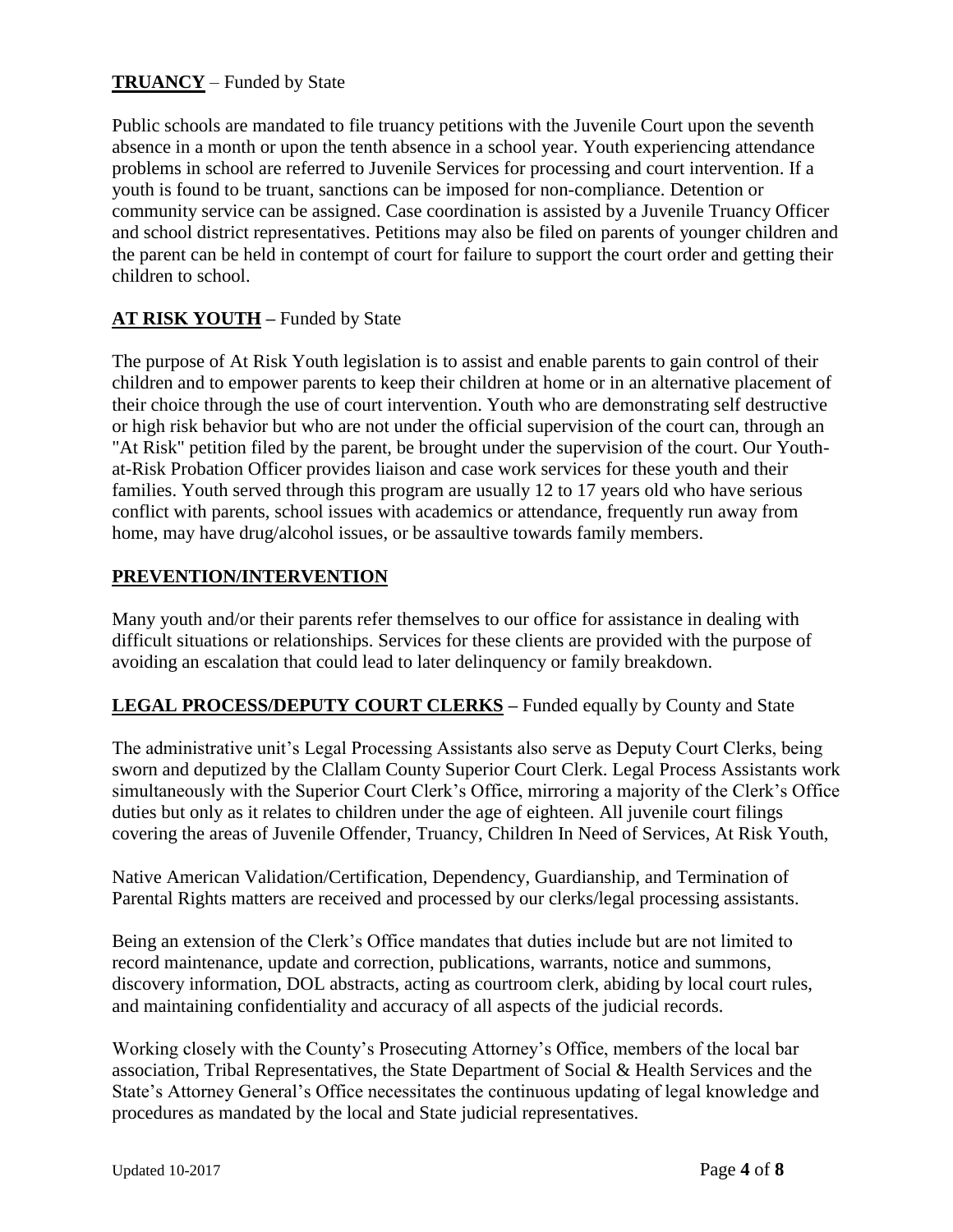**TRUANCY** – Funded by State

Public schools are mandated to file truancy petitions with the Juvenile Court upon the seventh absence in a month or upon the tenth absence in a school year. Youth experiencing attendance problems in school are referred to Juvenile Services for processing and court intervention. If a youth is found to be truant, sanctions can be imposed for non-compliance. Detention or community service can be assigned. Case coordination is assisted by a Juvenile Truancy Officer and school district representatives. Petitions may also be filed on parents of younger children and the parent can be held in contempt of court for failure to support the court order and getting their children to school.

**AT RISK YOUTH –** Funded by State

The purpose of At Risk Youth legislation is to assist and enable parents to gain control of their children and to empower parents to keep their children at home or in an alternative placement of their choice through the use of court intervention. Youth who are demonstrating self destructive or high risk behavior but who are not under the official supervision of the court can, through an "At Risk" petition filed by the parent, be brought under the supervision of the court. Our Youth-at-Risk Probation Officer provides liaison and case work services for these youth and their families. Youth served through this program are usually 12 to 17 years old who have serious conflict with parents, school issues with academics or attendance, frequently run away from home, may have drug/alcohol issues, or be assaultive towards family members.

**PREVENTION/INTERVENTION**

Many youth and/or their parents refer themselves to our office for assistance in dealing with difficult situations or relationships. Services for these clients are provided with the purpose of avoiding an escalation that could lead to later delinquency or family breakdown.

**LEGAL PROCESS/DEPUTY COURT CLERKS –** Funded equally by County and State

The administrative unit's Legal Processing Assistants also serve as Deputy Court Clerks, being sworn and deputized by the Clallam County Superior Court Clerk. Legal Process Assistants work simultaneously with the Superior Court Clerk's Office, mirroring a majority of the Clerk's Office duties but only as it relates to children under the age of eighteen. All juvenile court filings covering the areas of Juvenile Offender, Truancy, Children In Need of Services, At Risk Youth, Native American Validation/Certification, Dependency, Guardianship, and Termination of Parental Rights matters are received and processed by our clerks/legal processing assistants.

Being an extension of the Clerk's Office mandates that duties include but are not limited to record maintenance, update and correction, publications, warrants, notice and summons, discovery information, DOL abstracts, acting as courtroom clerk, abiding by local court rules, and maintaining confidentiality and accuracy of all aspects of the judicial records.

Working closely with the County's Prosecuting Attorney's Office, members of the local bar association, Tribal Representatives, the State Department of Social & Health Services and the State's Attorney General's Office necessitates the continuous updating of legal knowledge and procedures as mandated by the local and State judicial representatives.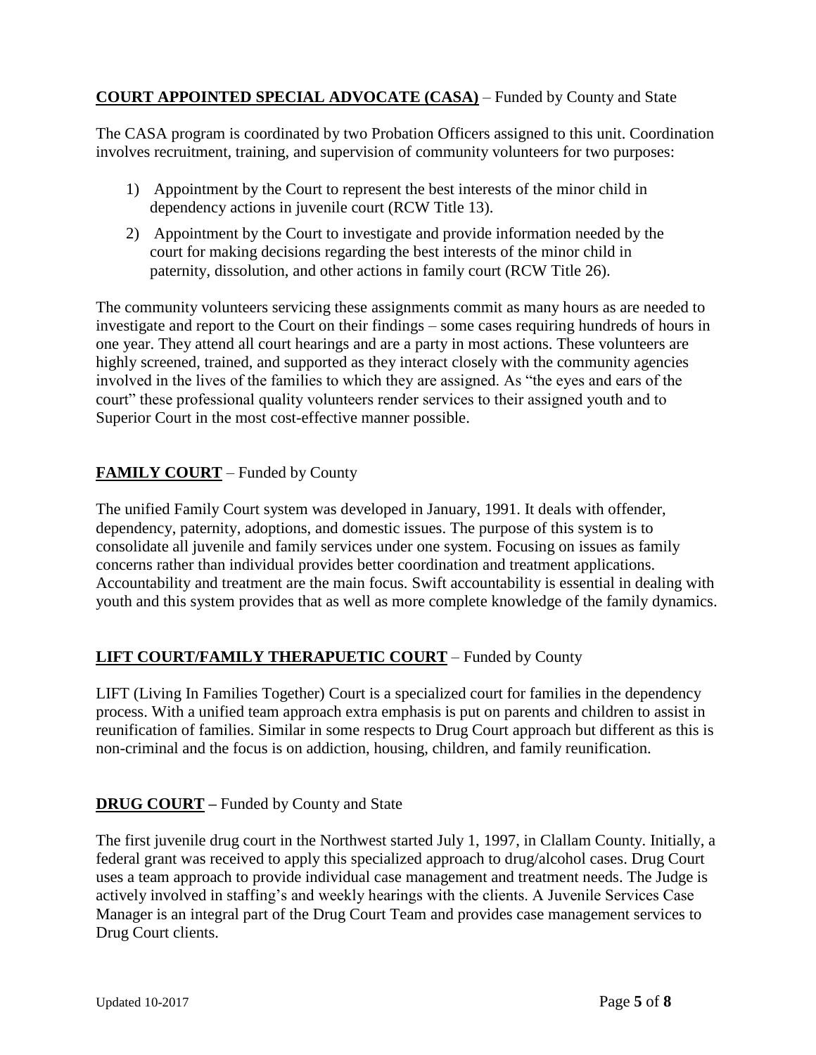**COURT APPOINTED SPECIAL ADVOCATE (CASA)** – Funded by County and State

The CASA program is coordinated by two Probation Officers assigned to this unit. Coordination involves recruitment, training, and supervision of community volunteers for two purposes:

1) Appointment by the Court to represent the best interests of the minor child in dependency actions in juvenile court (RCW Title 13).
2) Appointment by the Court to investigate and provide information needed by the court for making decisions regarding the best interests of the minor child in paternity, dissolution, and other actions in family court (RCW Title 26).

The community volunteers servicing these assignments commit as many hours as are needed to investigate and report to the Court on their findings – some cases requiring hundreds of hours in one year. They attend all court hearings and are a party in most actions. These volunteers are highly screened, trained, and supported as they interact closely with the community agencies involved in the lives of the families to which they are assigned. As "the eyes and ears of the court" these professional quality volunteers render services to their assigned youth and to Superior Court in the most cost-effective manner possible.

**FAMILY COURT** – Funded by County

The unified Family Court system was developed in January, 1991. It deals with offender, dependency, paternity, adoptions, and domestic issues. The purpose of this system is to consolidate all juvenile and family services under one system. Focusing on issues as family concerns rather than individual provides better coordination and treatment applications. Accountability and treatment are the main focus. Swift accountability is essential in dealing with youth and this system provides that as well as more complete knowledge of the family dynamics.

**LIFT COURT/FAMILY THERAPUETIC COURT** – Funded by County

LIFT (Living In Families Together) Court is a specialized court for families in the dependency process. With a unified team approach extra emphasis is put on parents and children to assist in reunification of families. Similar in some respects to Drug Court approach but different as this is non-criminal and the focus is on addiction, housing, children, and family reunification.

**DRUG COURT –** Funded by County and State

The first juvenile drug court in the Northwest started July 1, 1997, in Clallam County. Initially, a federal grant was received to apply this specialized approach to drug/alcohol cases. Drug Court uses a team approach to provide individual case management and treatment needs. The Judge is actively involved in staffing's and weekly hearings with the clients. A Juvenile Services Case Manager is an integral part of the Drug Court Team and provides case management services to Drug Court clients.

Updated 10-2017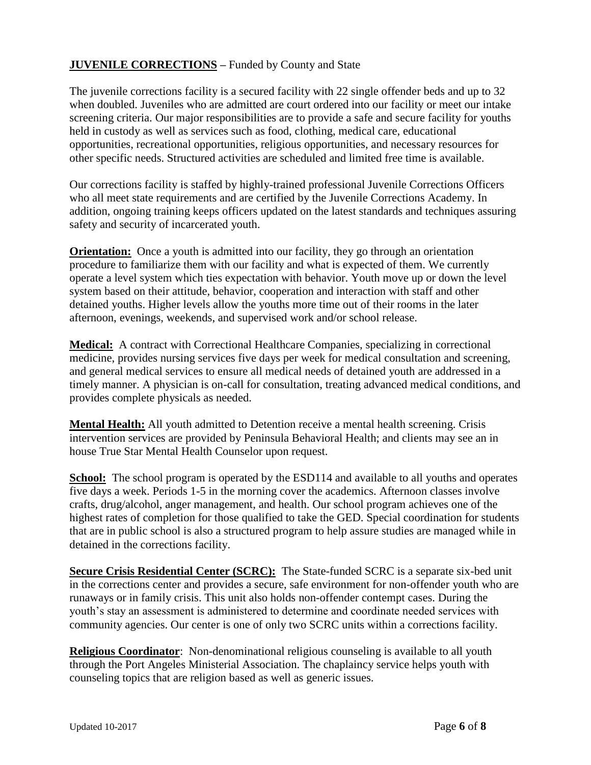## **JUVENILE CORRECTIONS** – Funded by County and State

The juvenile corrections facility is a secured facility with 22 single offender beds and up to 32 when doubled. Juveniles who are admitted are court ordered into our facility or meet our intake screening criteria. Our major responsibilities are to provide a safe and secure facility for youths held in custody as well as services such as food, clothing, medical care, educational opportunities, recreational opportunities, religious opportunities, and necessary resources for other specific needs. Structured activities are scheduled and limited free time is available.

Our corrections facility is staffed by highly-trained professional Juvenile Corrections Officers who all meet state requirements and are certified by the Juvenile Corrections Academy. In addition, ongoing training keeps officers updated on the latest standards and techniques assuring safety and security of incarcerated youth.

**Orientation:** Once a youth is admitted into our facility, they go through an orientation procedure to familiarize them with our facility and what is expected of them. We currently operate a level system which ties expectation with behavior. Youth move up or down the level system based on their attitude, behavior, cooperation and interaction with staff and other detained youths. Higher levels allow the youths more time out of their rooms in the later afternoon, evenings, weekends, and supervised work and/or school release.

**Medical:** A contract with Correctional Healthcare Companies, specializing in correctional medicine, provides nursing services five days per week for medical consultation and screening, and general medical services to ensure all medical needs of detained youth are addressed in a timely manner. A physician is on-call for consultation, treating advanced medical conditions, and provides complete physicals as needed.

**Mental Health:** All youth admitted to Detention receive a mental health screening. Crisis intervention services are provided by Peninsula Behavioral Health; and clients may see an in house True Star Mental Health Counselor upon request.

**School:** The school program is operated by the ESD114 and available to all youths and operates five days a week. Periods 1-5 in the morning cover the academics. Afternoon classes involve crafts, drug/alcohol, anger management, and health. Our school program achieves one of the highest rates of completion for those qualified to take the GED. Special coordination for students that are in public school is also a structured program to help assure studies are managed while in detained in the corrections facility.

**Secure Crisis Residential Center (SCRC):** The State-funded SCRC is a separate six-bed unit in the corrections center and provides a secure, safe environment for non-offender youth who are runaways or in family crisis. This unit also holds non-offender contempt cases. During the youth's stay an assessment is administered to determine and coordinate needed services with community agencies. Our center is one of only two SCRC units within a corrections facility.

**Religious Coordinator**: Non-denominational religious counseling is available to all youth through the Port Angeles Ministerial Association. The chaplaincy service helps youth with counseling topics that are religion based as well as generic issues.

Updated 10-2017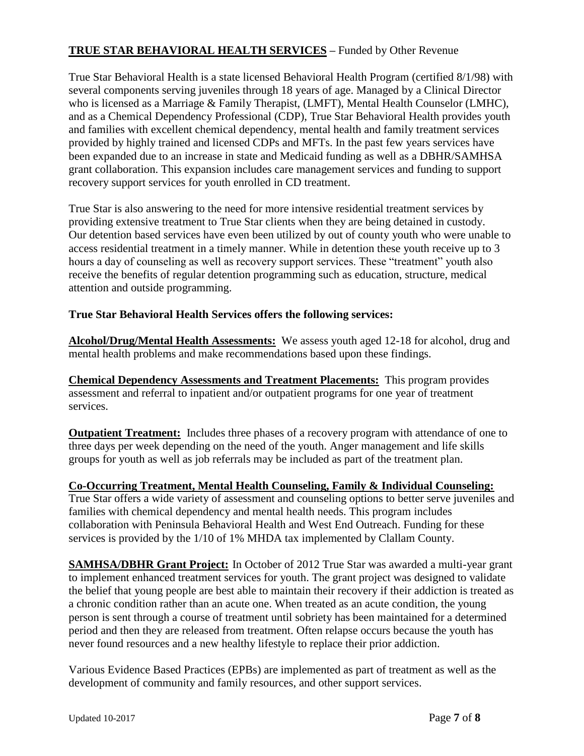**TRUE STAR BEHAVIORAL HEALTH SERVICES** – Funded by Other Revenue

True Star Behavioral Health is a state licensed Behavioral Health Program (certified 8/1/98) with several components serving juveniles through 18 years of age. Managed by a Clinical Director who is licensed as a Marriage & Family Therapist, (LMFT), Mental Health Counselor (LMHC), and as a Chemical Dependency Professional (CDP), True Star Behavioral Health provides youth and families with excellent chemical dependency, mental health and family treatment services provided by highly trained and licensed CDPs and MFTs. In the past few years services have been expanded due to an increase in state and Medicaid funding as well as a DBHR/SAMHSA grant collaboration. This expansion includes care management services and funding to support recovery support services for youth enrolled in CD treatment.

True Star is also answering to the need for more intensive residential treatment services by providing extensive treatment to True Star clients when they are being detained in custody. Our detention based services have even been utilized by out of county youth who were unable to access residential treatment in a timely manner. While in detention these youth receive up to 3 hours a day of counseling as well as recovery support services. These "treatment" youth also receive the benefits of regular detention programming such as education, structure, medical attention and outside programming.

**True Star Behavioral Health Services offers the following services:**

**Alcohol/Drug/Mental Health Assessments:** We assess youth aged 12-18 for alcohol, drug and mental health problems and make recommendations based upon these findings.

**Chemical Dependency Assessments and Treatment Placements:** This program provides assessment and referral to inpatient and/or outpatient programs for one year of treatment services.

**Outpatient Treatment:** Includes three phases of a recovery program with attendance of one to three days per week depending on the need of the youth. Anger management and life skills groups for youth as well as job referrals may be included as part of the treatment plan.

**Co-Occurring Treatment, Mental Health Counseling, Family & Individual Counseling:** True Star offers a wide variety of assessment and counseling options to better serve juveniles and families with chemical dependency and mental health needs. This program includes collaboration with Peninsula Behavioral Health and West End Outreach. Funding for these services is provided by the 1/10 of 1% MHDA tax implemented by Clallam County.

**SAMHSA/DBHR Grant Project:** In October of 2012 True Star was awarded a multi-year grant to implement enhanced treatment services for youth. The grant project was designed to validate the belief that young people are best able to maintain their recovery if their addiction is treated as a chronic condition rather than an acute one. When treated as an acute condition, the young person is sent through a course of treatment until sobriety has been maintained for a determined period and then they are released from treatment. Often relapse occurs because the youth has never found resources and a new healthy lifestyle to replace their prior addiction.

Various Evidence Based Practices (EPBs) are implemented as part of treatment as well as the development of community and family resources, and other support services.

Updated 10-2017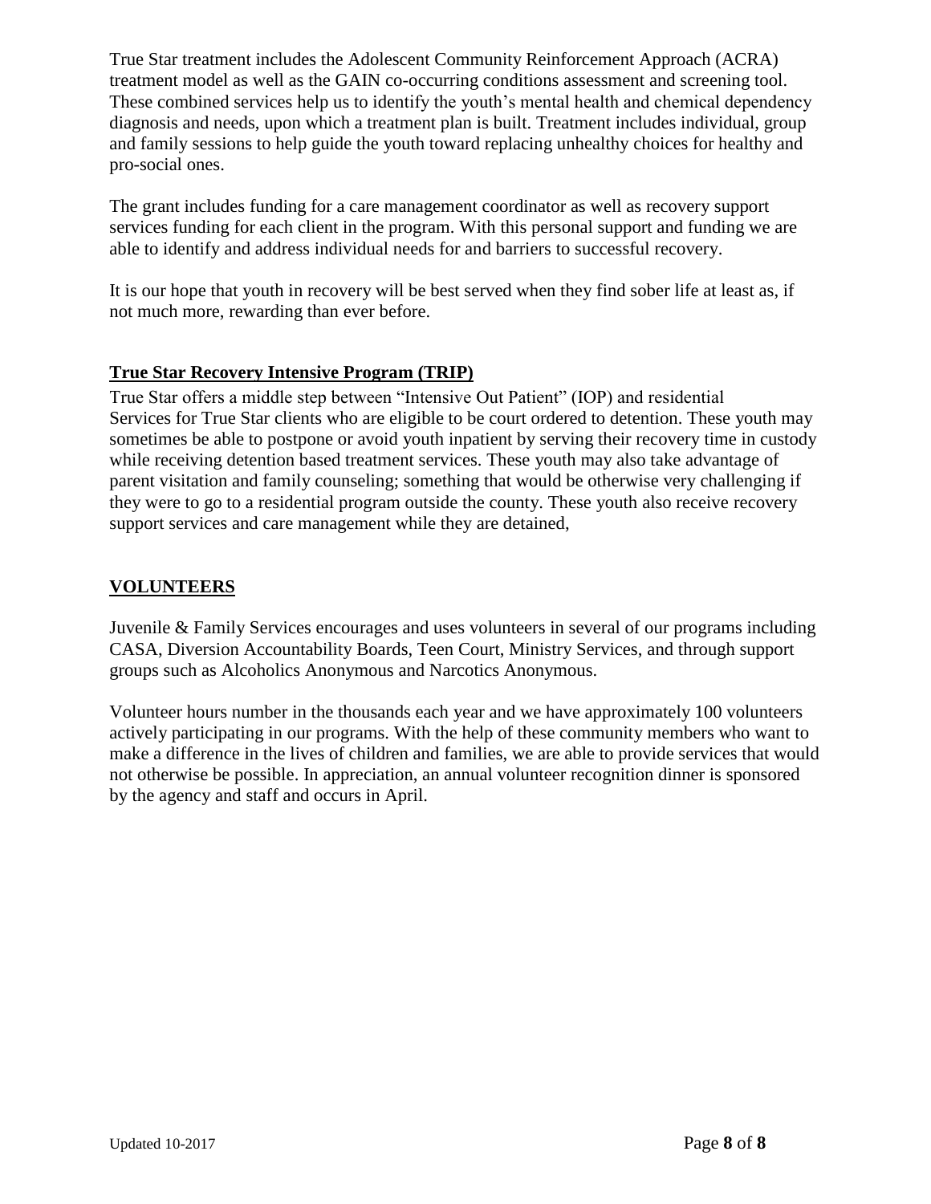True Star treatment includes the Adolescent Community Reinforcement Approach (ACRA) treatment model as well as the GAIN co-occurring conditions assessment and screening tool. These combined services help us to identify the youth's mental health and chemical dependency diagnosis and needs, upon which a treatment plan is built. Treatment includes individual, group and family sessions to help guide the youth toward replacing unhealthy choices for healthy and pro-social ones.

The grant includes funding for a care management coordinator as well as recovery support services funding for each client in the program. With this personal support and funding we are able to identify and address individual needs for and barriers to successful recovery.

It is our hope that youth in recovery will be best served when they find sober life at least as, if not much more, rewarding than ever before.

**True Star Recovery Intensive Program (TRIP)**

True Star offers a middle step between "Intensive Out Patient" (IOP) and residential Services for True Star clients who are eligible to be court ordered to detention. These youth may sometimes be able to postpone or avoid youth inpatient by serving their recovery time in custody while receiving detention based treatment services. These youth may also take advantage of parent visitation and family counseling; something that would be otherwise very challenging if they were to go to a residential program outside the county. These youth also receive recovery support services and care management while they are detained,

## VOLUNTEERS

Juvenile & Family Services encourages and uses volunteers in several of our programs including CASA, Diversion Accountability Boards, Teen Court, Ministry Services, and through support groups such as Alcoholics Anonymous and Narcotics Anonymous.

Volunteer hours number in the thousands each year and we have approximately 100 volunteers actively participating in our programs. With the help of these community members who want to make a difference in the lives of children and families, we are able to provide services that would not otherwise be possible. In appreciation, an annual volunteer recognition dinner is sponsored by the agency and staff and occurs in April.

Updated 10-2017